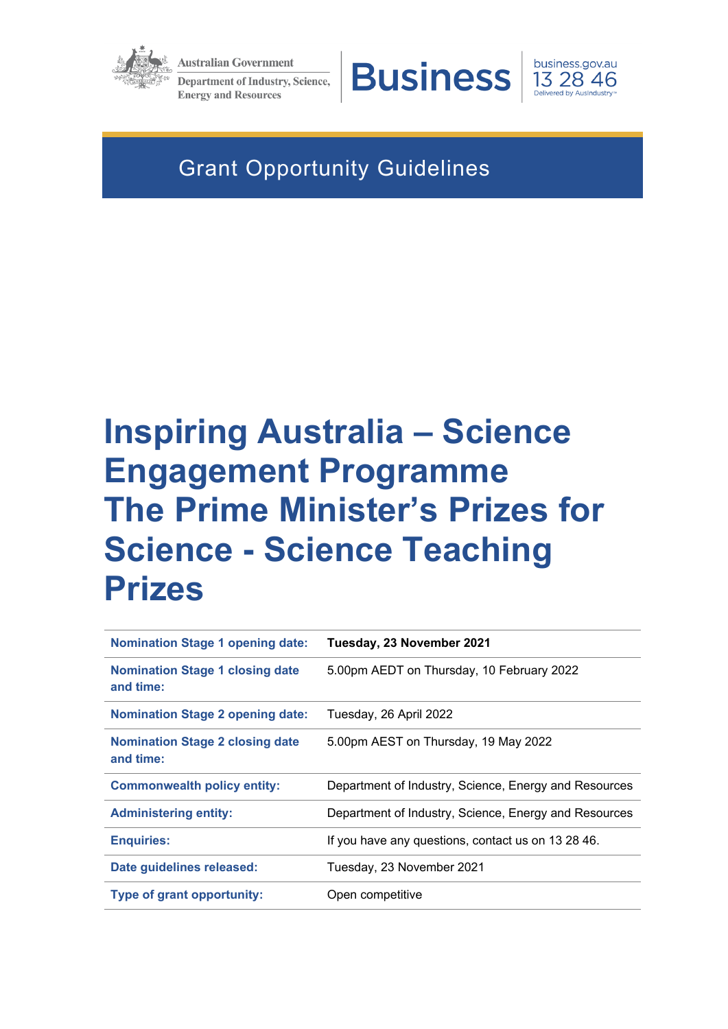Australian Government
Department of Industry, Science, Energy and Resources

Business | business.gov.au 13 28 46 Delivered by AusIndustry

Grant Opportunity Guidelines

# Inspiring Australia – Science Engagement Programme The Prime Minister's Prizes for Science - Science Teaching Prizes

| | |
|---|---|
| **Nomination Stage 1 opening date:** | **Tuesday, 23 November 2021** |
| **Nomination Stage 1 closing date and time:** | 5.00pm AEDT on Thursday, 10 February 2022 |
| **Nomination Stage 2 opening date:** | Tuesday, 26 April 2022 |
| **Nomination Stage 2 closing date and time:** | 5.00pm AEST on Thursday, 19 May 2022 |
| **Commonwealth policy entity:** | Department of Industry, Science, Energy and Resources |
| **Administering entity:** | Department of Industry, Science, Energy and Resources |
| **Enquiries:** | If you have any questions, contact us on 13 28 46. |
| **Date guidelines released:** | Tuesday, 23 November 2021 |
| **Type of grant opportunity:** | Open competitive |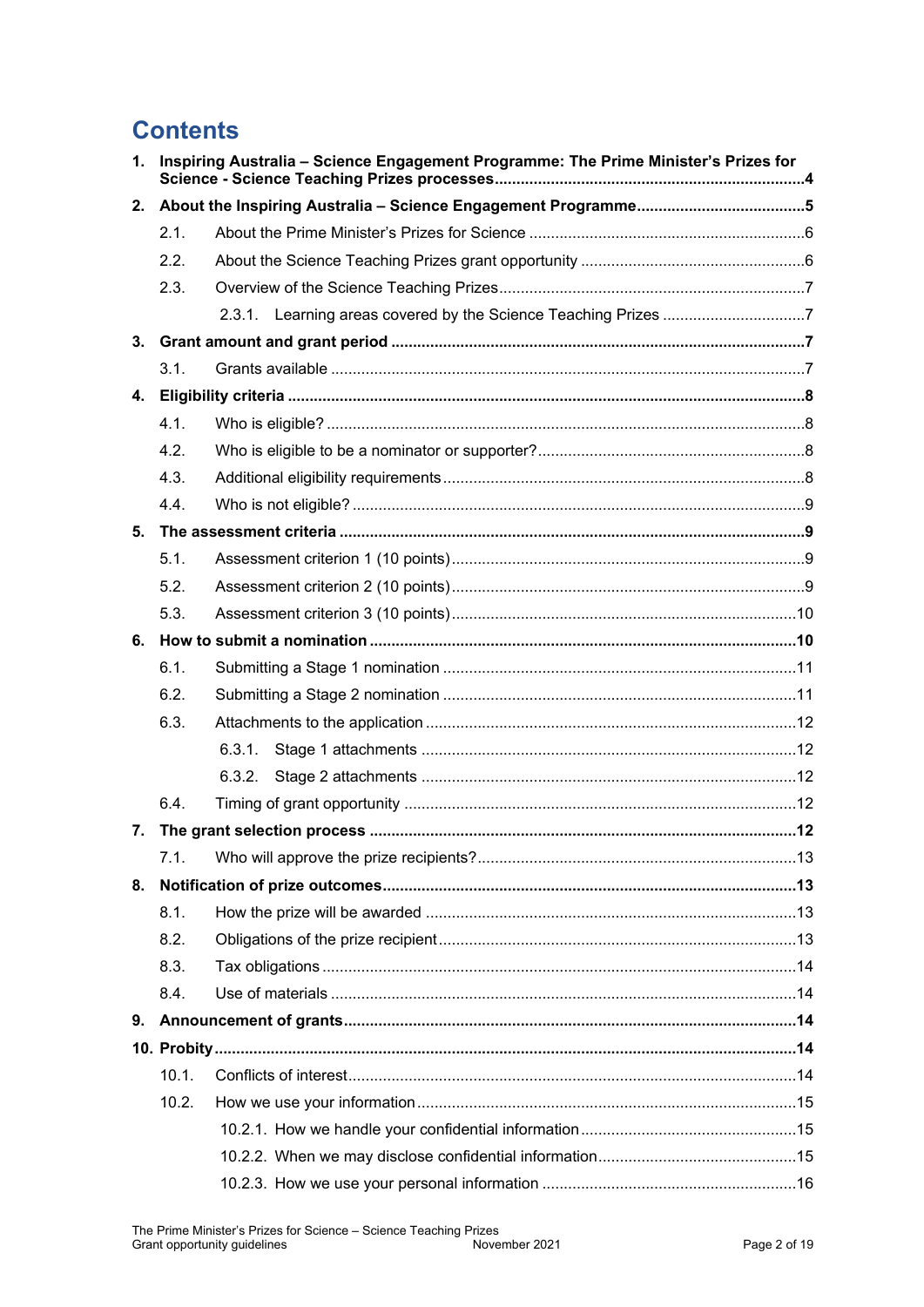# Contents

1. **Inspiring Australia – Science Engagement Programme: The Prime Minister's Prizes for Science - Science Teaching Prizes processes....................................................................4**
2. **About the Inspiring Australia – Science Engagement Programme.......................................5**
   - 2.1. About the Prime Minister's Prizes for Science ...............................................................6
   - 2.2. About the Science Teaching Prizes grant opportunity ....................................................6
   - 2.3. Overview of the Science Teaching Prizes......................................................................7
     - 2.3.1. Learning areas covered by the Science Teaching Prizes .................................7
3. **Grant amount and grant period ..............................................................................................7**
   - 3.1. Grants available ..............................................................................................................7
4. **Eligibility criteria .......................................................................................................................8**
   - 4.1. Who is eligible? ...............................................................................................................8
   - 4.2. Who is eligible to be a nominator or supporter?.............................................................8
   - 4.3. Additional eligibility requirements...................................................................................8
   - 4.4. Who is not eligible? ........................................................................................................9
5. **The assessment criteria ...........................................................................................................9**
   - 5.1. Assessment criterion 1 (10 points).................................................................................9
   - 5.2. Assessment criterion 2 (10 points).................................................................................9
   - 5.3. Assessment criterion 3 (10 points)...............................................................................10
6. **How to submit a nomination .................................................................................................10**
   - 6.1. Submitting a Stage 1 nomination .................................................................................11
   - 6.2. Submitting a Stage 2 nomination .................................................................................11
   - 6.3. Attachments to the application .....................................................................................12
     - 6.3.1. Stage 1 attachments .......................................................................................12
     - 6.3.2. Stage 2 attachments .......................................................................................12
   - 6.4. Timing of grant opportunity ..........................................................................................12
7. **The grant selection process .................................................................................................12**
   - 7.1. Who will approve the prize recipients?.........................................................................13
8. **Notification of prize outcomes..............................................................................................13**
   - 8.1. How the prize will be awarded .....................................................................................13
   - 8.2. Obligations of the prize recipient..................................................................................13
   - 8.3. Tax obligations .............................................................................................................14
   - 8.4. Use of materials ...........................................................................................................14
9. **Announcement of grants.......................................................................................................14**
10. **Probity ....................................................................................................................................14**
    - 10.1. Conflicts of interest......................................................................................................14
    - 10.2. How we use your information.......................................................................................15
      - 10.2.1. How we handle your confidential information .................................................15
      - 10.2.2. When we may disclose confidential information.............................................15
      - 10.2.3. How we use your personal information ..........................................................16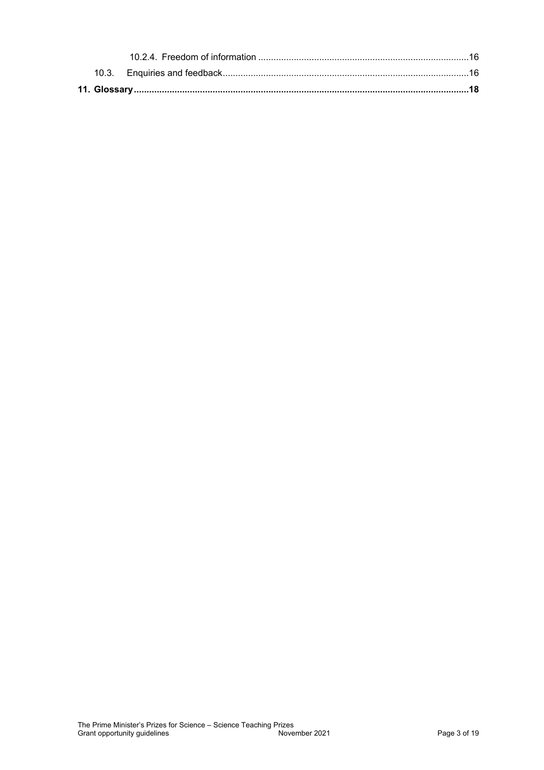10.2.4. Freedom of information ..................................................................................16

10.3. Enquiries and feedback...............................................................................................16

**11. Glossary..................................................................................................................................18**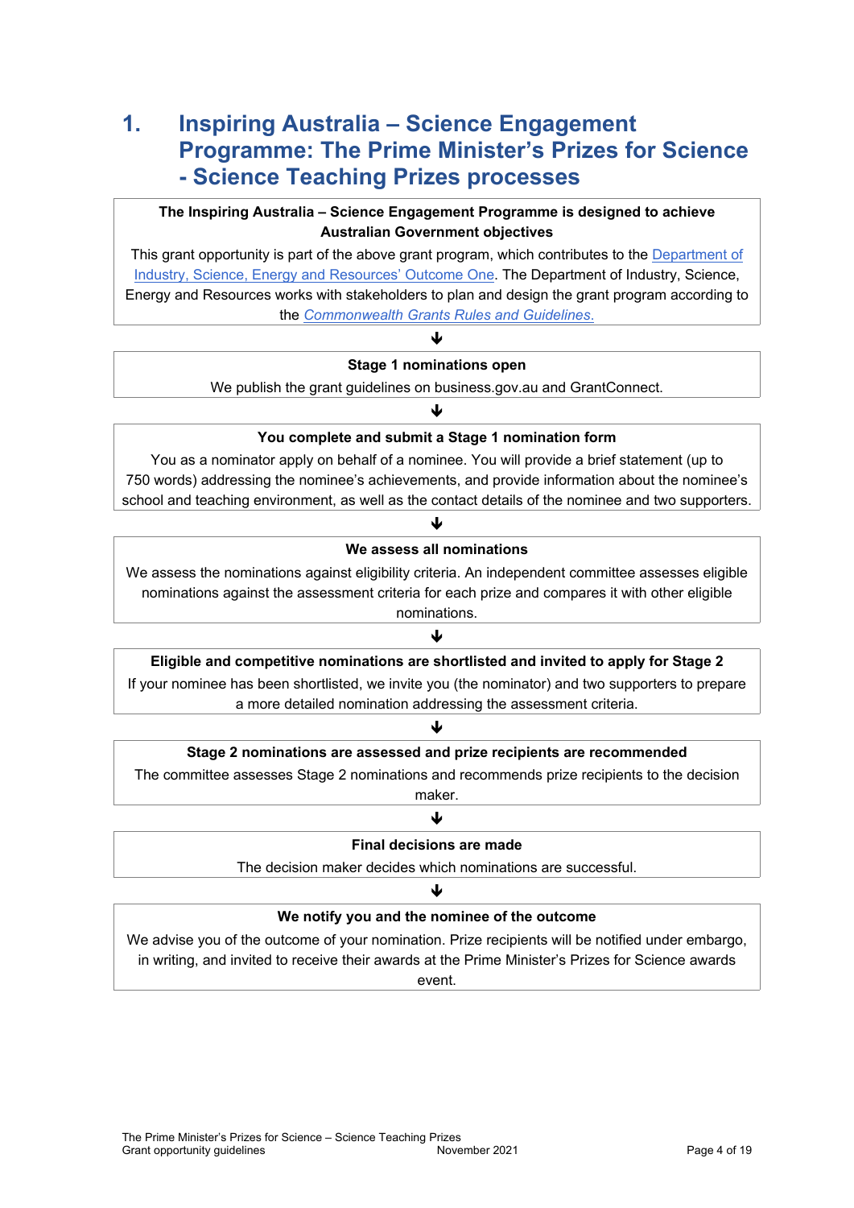# 1. Inspiring Australia – Science Engagement Programme: The Prime Minister's Prizes for Science - Science Teaching Prizes processes

**The Inspiring Australia – Science Engagement Programme is designed to achieve Australian Government objectives**

This grant opportunity is part of the above grant program, which contributes to the [Department of Industry, Science, Energy and Resources' Outcome One](). The Department of Industry, Science, Energy and Resources works with stakeholders to plan and design the grant program according to the *[Commonwealth Grants Rules and Guidelines.]()*

↓

**Stage 1 nominations open**

We publish the grant guidelines on business.gov.au and GrantConnect.

↓

**You complete and submit a Stage 1 nomination form**

You as a nominator apply on behalf of a nominee. You will provide a brief statement (up to 750 words) addressing the nominee's achievements, and provide information about the nominee's school and teaching environment, as well as the contact details of the nominee and two supporters.

↓

**We assess all nominations**

We assess the nominations against eligibility criteria. An independent committee assesses eligible nominations against the assessment criteria for each prize and compares it with other eligible nominations.

↓

**Eligible and competitive nominations are shortlisted and invited to apply for Stage 2**

If your nominee has been shortlisted, we invite you (the nominator) and two supporters to prepare a more detailed nomination addressing the assessment criteria.

↓

**Stage 2 nominations are assessed and prize recipients are recommended**

The committee assesses Stage 2 nominations and recommends prize recipients to the decision maker.

↓

**Final decisions are made**

The decision maker decides which nominations are successful.

↓

**We notify you and the nominee of the outcome**

We advise you of the outcome of your nomination. Prize recipients will be notified under embargo, in writing, and invited to receive their awards at the Prime Minister's Prizes for Science awards event.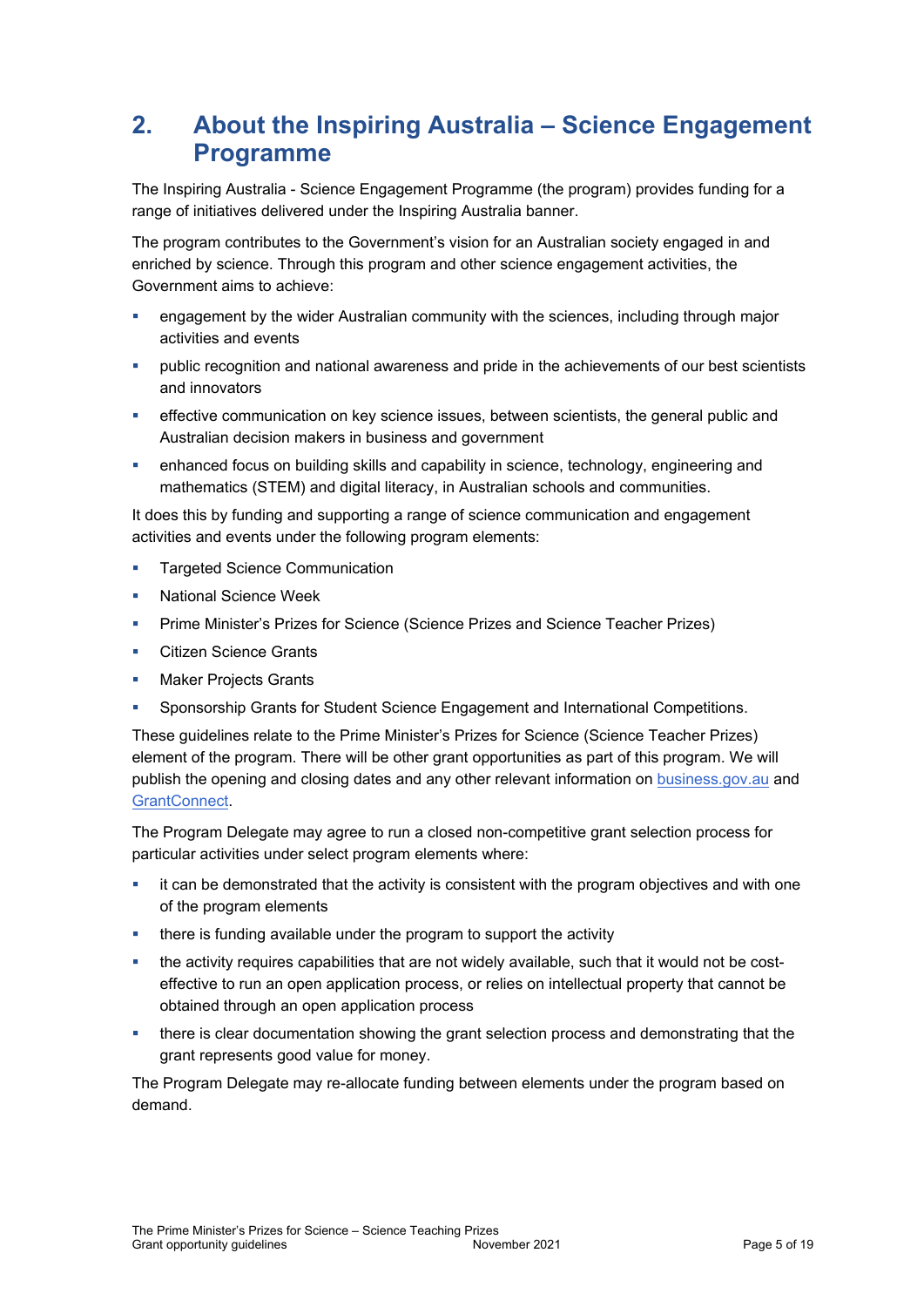# 2. About the Inspiring Australia – Science Engagement Programme

The Inspiring Australia - Science Engagement Programme (the program) provides funding for a range of initiatives delivered under the Inspiring Australia banner.

The program contributes to the Government's vision for an Australian society engaged in and enriched by science. Through this program and other science engagement activities, the Government aims to achieve:

- engagement by the wider Australian community with the sciences, including through major activities and events
- public recognition and national awareness and pride in the achievements of our best scientists and innovators
- effective communication on key science issues, between scientists, the general public and Australian decision makers in business and government
- enhanced focus on building skills and capability in science, technology, engineering and mathematics (STEM) and digital literacy, in Australian schools and communities.

It does this by funding and supporting a range of science communication and engagement activities and events under the following program elements:

- Targeted Science Communication
- National Science Week
- Prime Minister's Prizes for Science (Science Prizes and Science Teacher Prizes)
- Citizen Science Grants
- Maker Projects Grants
- Sponsorship Grants for Student Science Engagement and International Competitions.

These guidelines relate to the Prime Minister's Prizes for Science (Science Teacher Prizes) element of the program. There will be other grant opportunities as part of this program. We will publish the opening and closing dates and any other relevant information on [business.gov.au](business.gov.au) and [GrantConnect](GrantConnect).

The Program Delegate may agree to run a closed non-competitive grant selection process for particular activities under select program elements where:

- it can be demonstrated that the activity is consistent with the program objectives and with one of the program elements
- there is funding available under the program to support the activity
- the activity requires capabilities that are not widely available, such that it would not be cost-effective to run an open application process, or relies on intellectual property that cannot be obtained through an open application process
- there is clear documentation showing the grant selection process and demonstrating that the grant represents good value for money.

The Program Delegate may re-allocate funding between elements under the program based on demand.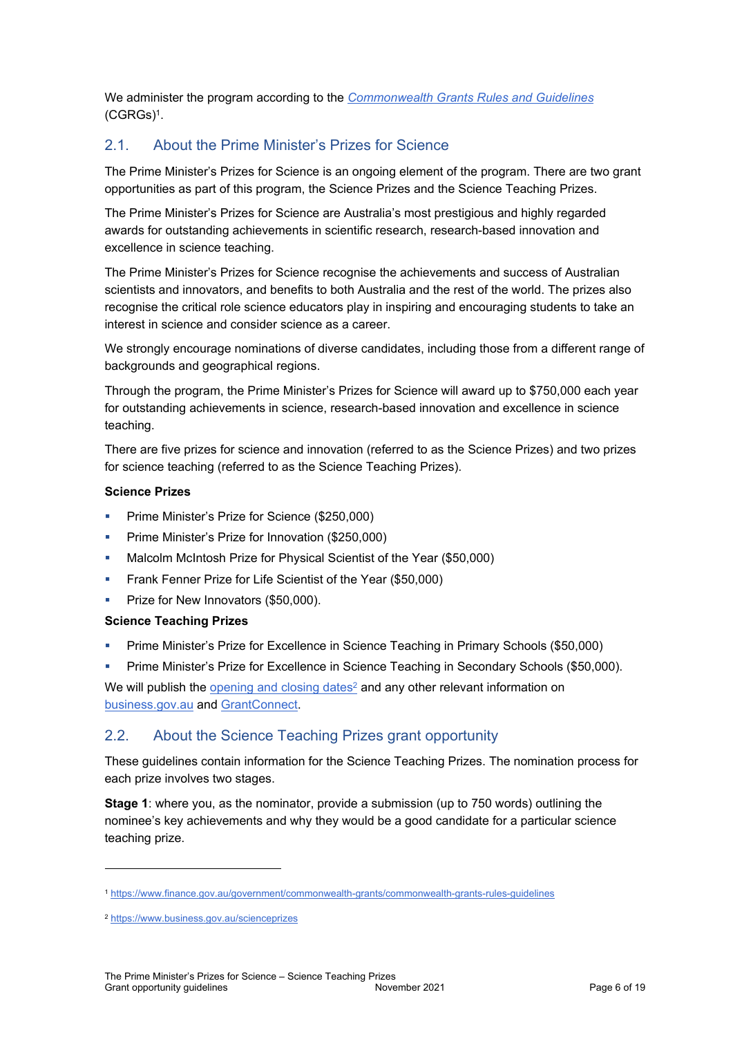We administer the program according to the *Commonwealth Grants Rules and Guidelines* (CGRGs)[1].

## 2.1. About the Prime Minister's Prizes for Science

The Prime Minister's Prizes for Science is an ongoing element of the program. There are two grant opportunities as part of this program, the Science Prizes and the Science Teaching Prizes.

The Prime Minister's Prizes for Science are Australia's most prestigious and highly regarded awards for outstanding achievements in scientific research, research-based innovation and excellence in science teaching.

The Prime Minister's Prizes for Science recognise the achievements and success of Australian scientists and innovators, and benefits to both Australia and the rest of the world. The prizes also recognise the critical role science educators play in inspiring and encouraging students to take an interest in science and consider science as a career.

We strongly encourage nominations of diverse candidates, including those from a different range of backgrounds and geographical regions.

Through the program, the Prime Minister's Prizes for Science will award up to $750,000 each year for outstanding achievements in science, research-based innovation and excellence in science teaching.

There are five prizes for science and innovation (referred to as the Science Prizes) and two prizes for science teaching (referred to as the Science Teaching Prizes).

**Science Prizes**

- Prime Minister's Prize for Science ($250,000)
- Prime Minister's Prize for Innovation ($250,000)
- Malcolm McIntosh Prize for Physical Scientist of the Year ($50,000)
- Frank Fenner Prize for Life Scientist of the Year ($50,000)
- Prize for New Innovators ($50,000).

**Science Teaching Prizes**

- Prime Minister's Prize for Excellence in Science Teaching in Primary Schools ($50,000)
- Prime Minister's Prize for Excellence in Science Teaching in Secondary Schools ($50,000).

We will publish the opening and closing dates[2] and any other relevant information on business.gov.au and GrantConnect.

## 2.2. About the Science Teaching Prizes grant opportunity

These guidelines contain information for the Science Teaching Prizes. The nomination process for each prize involves two stages.

**Stage 1**: where you, as the nominator, provide a submission (up to 750 words) outlining the nominee's key achievements and why they would be a good candidate for a particular science teaching prize.

---

[1] https://www.finance.gov.au/government/commonwealth-grants/commonwealth-grants-rules-guidelines

[2] https://www.business.gov.au/scienceprizes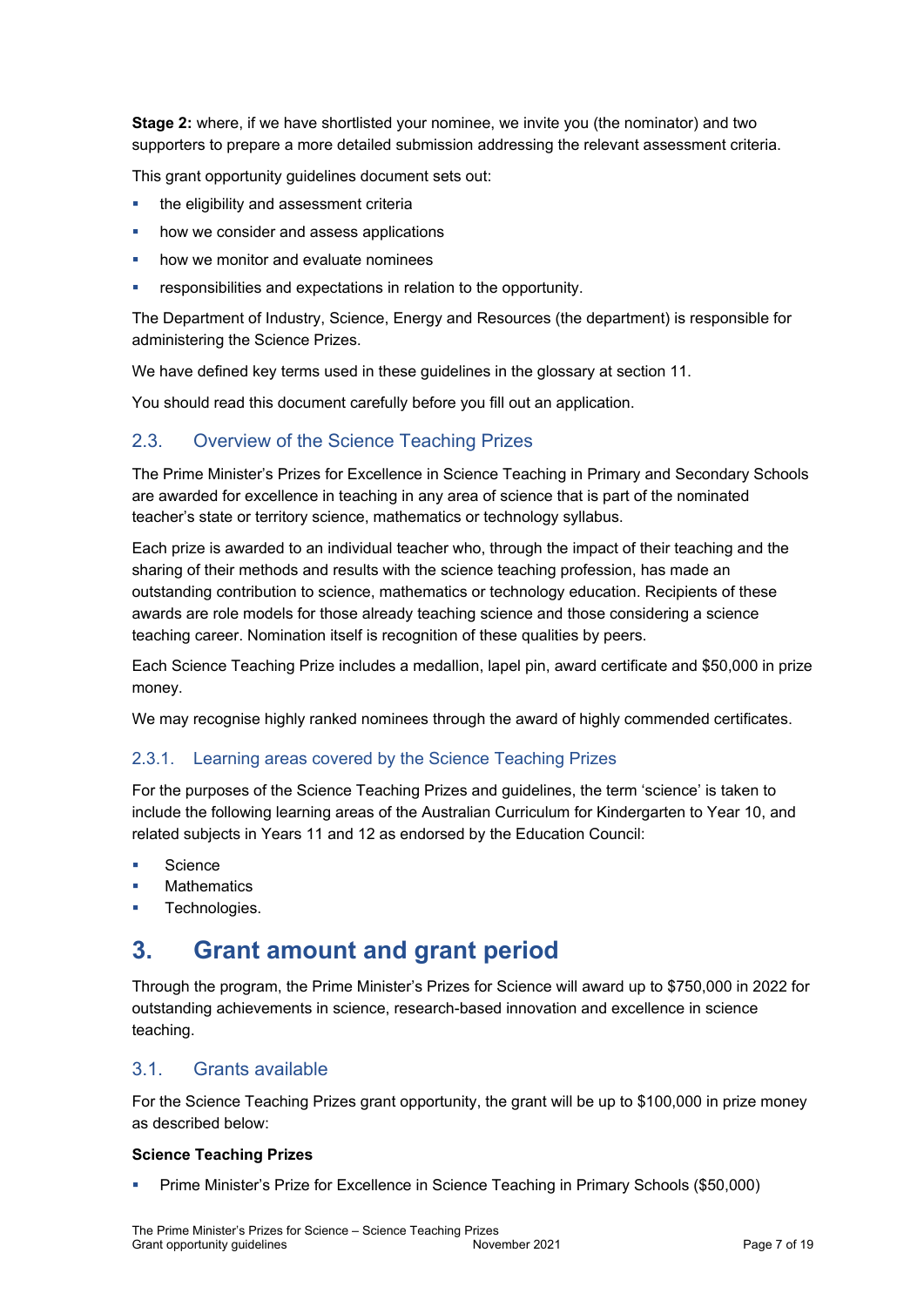**Stage 2:** where, if we have shortlisted your nominee, we invite you (the nominator) and two supporters to prepare a more detailed submission addressing the relevant assessment criteria.

This grant opportunity guidelines document sets out:

- the eligibility and assessment criteria
- how we consider and assess applications
- how we monitor and evaluate nominees
- responsibilities and expectations in relation to the opportunity.

The Department of Industry, Science, Energy and Resources (the department) is responsible for administering the Science Prizes.

We have defined key terms used in these guidelines in the glossary at section 11.

You should read this document carefully before you fill out an application.

### 2.3. Overview of the Science Teaching Prizes

The Prime Minister's Prizes for Excellence in Science Teaching in Primary and Secondary Schools are awarded for excellence in teaching in any area of science that is part of the nominated teacher's state or territory science, mathematics or technology syllabus.

Each prize is awarded to an individual teacher who, through the impact of their teaching and the sharing of their methods and results with the science teaching profession, has made an outstanding contribution to science, mathematics or technology education. Recipients of these awards are role models for those already teaching science and those considering a science teaching career. Nomination itself is recognition of these qualities by peers.

Each Science Teaching Prize includes a medallion, lapel pin, award certificate and $50,000 in prize money.

We may recognise highly ranked nominees through the award of highly commended certificates.

#### 2.3.1. Learning areas covered by the Science Teaching Prizes

For the purposes of the Science Teaching Prizes and guidelines, the term 'science' is taken to include the following learning areas of the Australian Curriculum for Kindergarten to Year 10, and related subjects in Years 11 and 12 as endorsed by the Education Council:

- Science
- Mathematics
- Technologies.

# 3. Grant amount and grant period

Through the program, the Prime Minister's Prizes for Science will award up to $750,000 in 2022 for outstanding achievements in science, research-based innovation and excellence in science teaching.

### 3.1. Grants available

For the Science Teaching Prizes grant opportunity, the grant will be up to $100,000 in prize money as described below:

**Science Teaching Prizes**

- Prime Minister's Prize for Excellence in Science Teaching in Primary Schools ($50,000)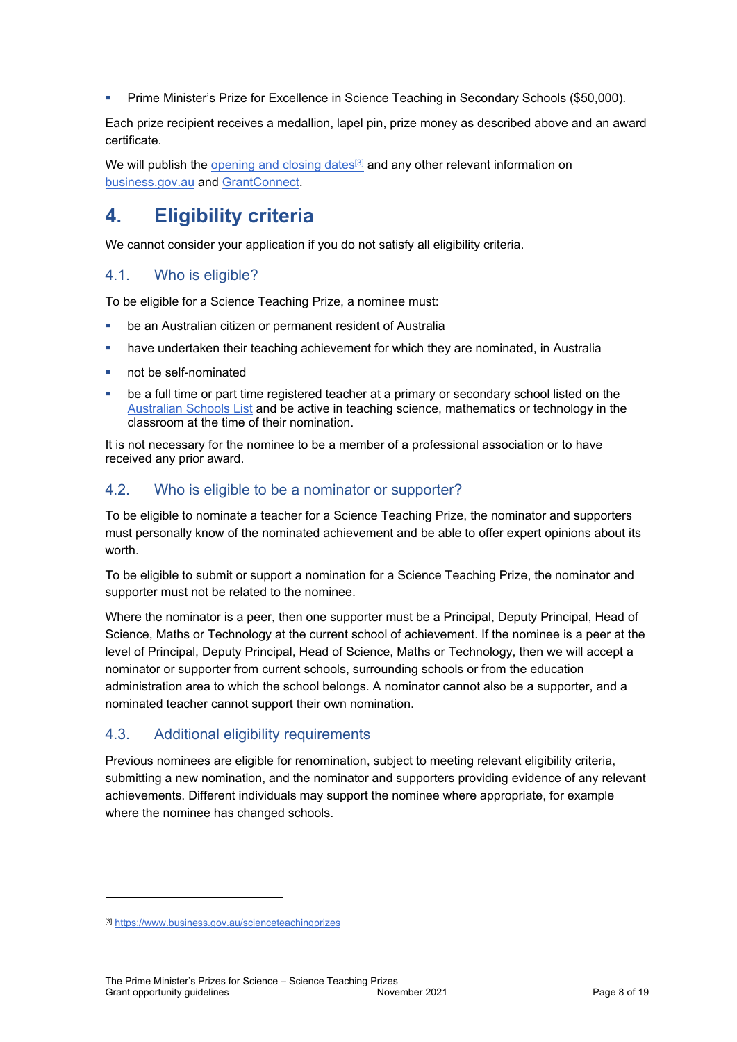- Prime Minister's Prize for Excellence in Science Teaching in Secondary Schools ($50,000).

Each prize recipient receives a medallion, lapel pin, prize money as described above and an award certificate.

We will publish the opening and closing dates[3] and any other relevant information on business.gov.au and GrantConnect.

# 4. Eligibility criteria

We cannot consider your application if you do not satisfy all eligibility criteria.

## 4.1. Who is eligible?

To be eligible for a Science Teaching Prize, a nominee must:

- be an Australian citizen or permanent resident of Australia
- have undertaken their teaching achievement for which they are nominated, in Australia
- not be self-nominated
- be a full time or part time registered teacher at a primary or secondary school listed on the Australian Schools List and be active in teaching science, mathematics or technology in the classroom at the time of their nomination.

It is not necessary for the nominee to be a member of a professional association or to have received any prior award.

## 4.2. Who is eligible to be a nominator or supporter?

To be eligible to nominate a teacher for a Science Teaching Prize, the nominator and supporters must personally know of the nominated achievement and be able to offer expert opinions about its worth.

To be eligible to submit or support a nomination for a Science Teaching Prize, the nominator and supporter must not be related to the nominee.

Where the nominator is a peer, then one supporter must be a Principal, Deputy Principal, Head of Science, Maths or Technology at the current school of achievement. If the nominee is a peer at the level of Principal, Deputy Principal, Head of Science, Maths or Technology, then we will accept a nominator or supporter from current schools, surrounding schools or from the education administration area to which the school belongs. A nominator cannot also be a supporter, and a nominated teacher cannot support their own nomination.

## 4.3. Additional eligibility requirements

Previous nominees are eligible for renomination, subject to meeting relevant eligibility criteria, submitting a new nomination, and the nominator and supporters providing evidence of any relevant achievements. Different individuals may support the nominee where appropriate, for example where the nominee has changed schools.

---

[3] https://www.business.gov.au/scienceteachingprizes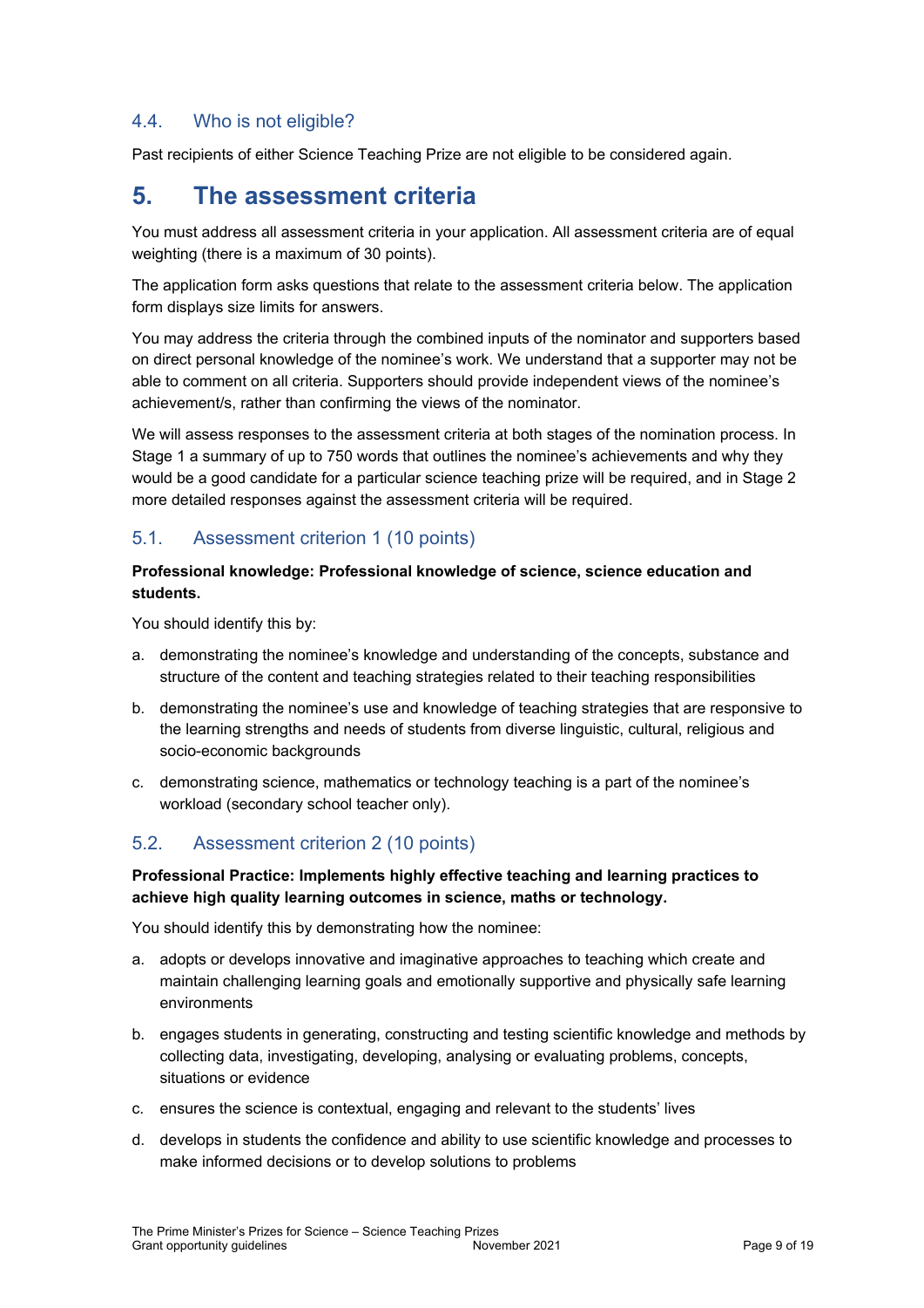### 4.4. Who is not eligible?

Past recipients of either Science Teaching Prize are not eligible to be considered again.

## 5. The assessment criteria

You must address all assessment criteria in your application. All assessment criteria are of equal weighting (there is a maximum of 30 points).

The application form asks questions that relate to the assessment criteria below. The application form displays size limits for answers.

You may address the criteria through the combined inputs of the nominator and supporters based on direct personal knowledge of the nominee's work. We understand that a supporter may not be able to comment on all criteria. Supporters should provide independent views of the nominee's achievement/s, rather than confirming the views of the nominator.

We will assess responses to the assessment criteria at both stages of the nomination process. In Stage 1 a summary of up to 750 words that outlines the nominee's achievements and why they would be a good candidate for a particular science teaching prize will be required, and in Stage 2 more detailed responses against the assessment criteria will be required.

### 5.1. Assessment criterion 1 (10 points)

**Professional knowledge: Professional knowledge of science, science education and students.**

You should identify this by:

a. demonstrating the nominee's knowledge and understanding of the concepts, substance and structure of the content and teaching strategies related to their teaching responsibilities

b. demonstrating the nominee's use and knowledge of teaching strategies that are responsive to the learning strengths and needs of students from diverse linguistic, cultural, religious and socio-economic backgrounds

c. demonstrating science, mathematics or technology teaching is a part of the nominee's workload (secondary school teacher only).

### 5.2. Assessment criterion 2 (10 points)

**Professional Practice: Implements highly effective teaching and learning practices to achieve high quality learning outcomes in science, maths or technology.**

You should identify this by demonstrating how the nominee:

a. adopts or develops innovative and imaginative approaches to teaching which create and maintain challenging learning goals and emotionally supportive and physically safe learning environments

b. engages students in generating, constructing and testing scientific knowledge and methods by collecting data, investigating, developing, analysing or evaluating problems, concepts, situations or evidence

c. ensures the science is contextual, engaging and relevant to the students' lives

d. develops in students the confidence and ability to use scientific knowledge and processes to make informed decisions or to develop solutions to problems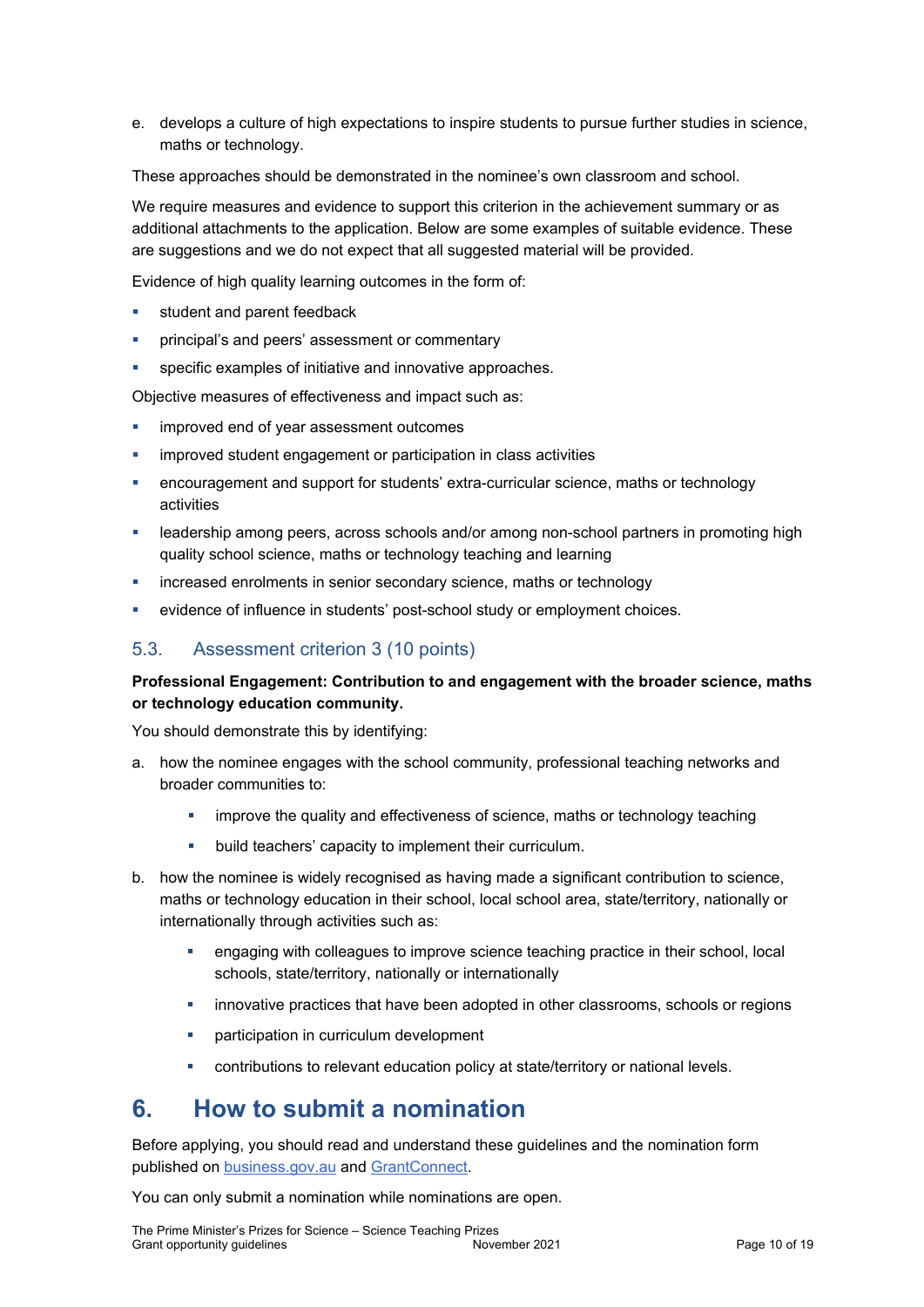e. develops a culture of high expectations to inspire students to pursue further studies in science, maths or technology.

These approaches should be demonstrated in the nominee's own classroom and school.

We require measures and evidence to support this criterion in the achievement summary or as additional attachments to the application. Below are some examples of suitable evidence. These are suggestions and we do not expect that all suggested material will be provided.

Evidence of high quality learning outcomes in the form of:

- student and parent feedback
- principal's and peers' assessment or commentary
- specific examples of initiative and innovative approaches.

Objective measures of effectiveness and impact such as:

- improved end of year assessment outcomes
- improved student engagement or participation in class activities
- encouragement and support for students' extra-curricular science, maths or technology activities
- leadership among peers, across schools and/or among non-school partners in promoting high quality school science, maths or technology teaching and learning
- increased enrolments in senior secondary science, maths or technology
- evidence of influence in students' post-school study or employment choices.

### 5.3. Assessment criterion 3 (10 points)

**Professional Engagement: Contribution to and engagement with the broader science, maths or technology education community.**

You should demonstrate this by identifying:

a. how the nominee engages with the school community, professional teaching networks and broader communities to:
   - improve the quality and effectiveness of science, maths or technology teaching
   - build teachers' capacity to implement their curriculum.
b. how the nominee is widely recognised as having made a significant contribution to science, maths or technology education in their school, local school area, state/territory, nationally or internationally through activities such as:
   - engaging with colleagues to improve science teaching practice in their school, local schools, state/territory, nationally or internationally
   - innovative practices that have been adopted in other classrooms, schools or regions
   - participation in curriculum development
   - contributions to relevant education policy at state/territory or national levels.

## 6. How to submit a nomination

Before applying, you should read and understand these guidelines and the nomination form published on business.gov.au and GrantConnect.

You can only submit a nomination while nominations are open.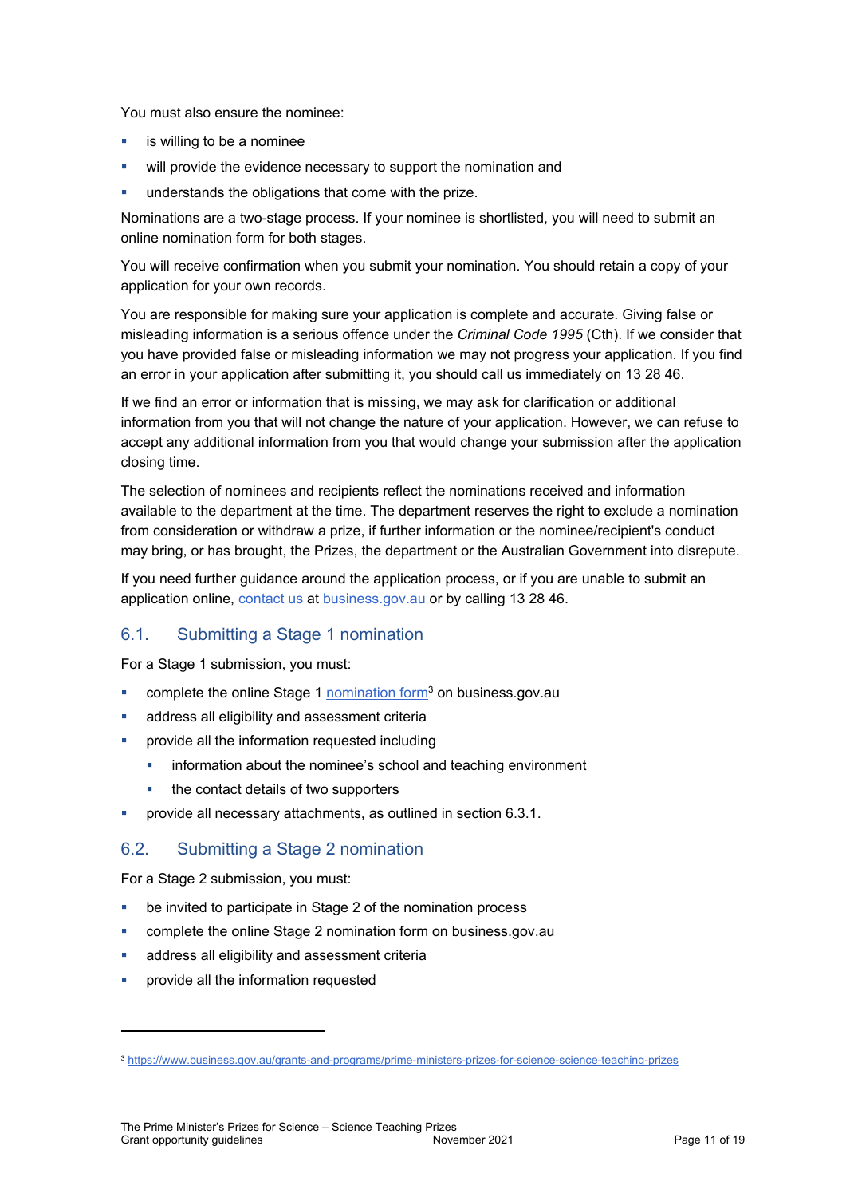You must also ensure the nominee:

- is willing to be a nominee
- will provide the evidence necessary to support the nomination and
- understands the obligations that come with the prize.

Nominations are a two-stage process. If your nominee is shortlisted, you will need to submit an online nomination form for both stages.

You will receive confirmation when you submit your nomination. You should retain a copy of your application for your own records.

You are responsible for making sure your application is complete and accurate. Giving false or misleading information is a serious offence under the *Criminal Code 1995* (Cth). If we consider that you have provided false or misleading information we may not progress your application. If you find an error in your application after submitting it, you should call us immediately on 13 28 46.

If we find an error or information that is missing, we may ask for clarification or additional information from you that will not change the nature of your application. However, we can refuse to accept any additional information from you that would change your submission after the application closing time.

The selection of nominees and recipients reflect the nominations received and information available to the department at the time. The department reserves the right to exclude a nomination from consideration or withdraw a prize, if further information or the nominee/recipient's conduct may bring, or has brought, the Prizes, the department or the Australian Government into disrepute.

If you need further guidance around the application process, or if you are unable to submit an application online, contact us at business.gov.au or by calling 13 28 46.

## 6.1. Submitting a Stage 1 nomination

For a Stage 1 submission, you must:

- complete the online Stage 1 nomination form[3] on business.gov.au
- address all eligibility and assessment criteria
- provide all the information requested including
  - information about the nominee's school and teaching environment
  - the contact details of two supporters
- provide all necessary attachments, as outlined in section 6.3.1.

## 6.2. Submitting a Stage 2 nomination

For a Stage 2 submission, you must:

- be invited to participate in Stage 2 of the nomination process
- complete the online Stage 2 nomination form on business.gov.au
- address all eligibility and assessment criteria
- provide all the information requested

---

[3] https://www.business.gov.au/grants-and-programs/prime-ministers-prizes-for-science-science-teaching-prizes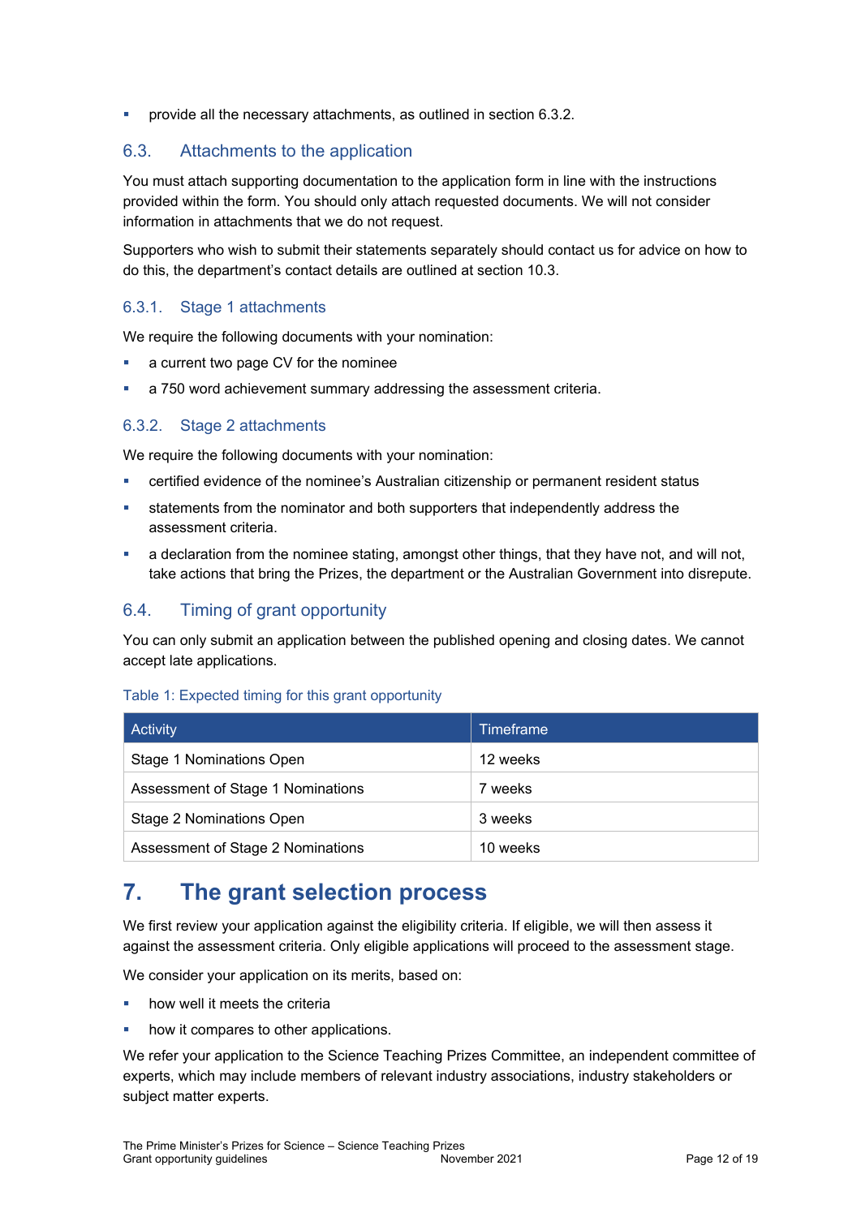- provide all the necessary attachments, as outlined in section 6.3.2.

## 6.3. Attachments to the application

You must attach supporting documentation to the application form in line with the instructions provided within the form. You should only attach requested documents. We will not consider information in attachments that we do not request.

Supporters who wish to submit their statements separately should contact us for advice on how to do this, the department's contact details are outlined at section 10.3.

### 6.3.1. Stage 1 attachments

We require the following documents with your nomination:

- a current two page CV for the nominee
- a 750 word achievement summary addressing the assessment criteria.

### 6.3.2. Stage 2 attachments

We require the following documents with your nomination:

- certified evidence of the nominee's Australian citizenship or permanent resident status
- statements from the nominator and both supporters that independently address the assessment criteria.
- a declaration from the nominee stating, amongst other things, that they have not, and will not, take actions that bring the Prizes, the department or the Australian Government into disrepute.

## 6.4. Timing of grant opportunity

You can only submit an application between the published opening and closing dates. We cannot accept late applications.

Table 1: Expected timing for this grant opportunity

| Activity | Timeframe |
| --- | --- |
| Stage 1 Nominations Open | 12 weeks |
| Assessment of Stage 1 Nominations | 7 weeks |
| Stage 2 Nominations Open | 3 weeks |
| Assessment of Stage 2 Nominations | 10 weeks |

# 7. The grant selection process

We first review your application against the eligibility criteria. If eligible, we will then assess it against the assessment criteria. Only eligible applications will proceed to the assessment stage.

We consider your application on its merits, based on:

- how well it meets the criteria
- how it compares to other applications.

We refer your application to the Science Teaching Prizes Committee, an independent committee of experts, which may include members of relevant industry associations, industry stakeholders or subject matter experts.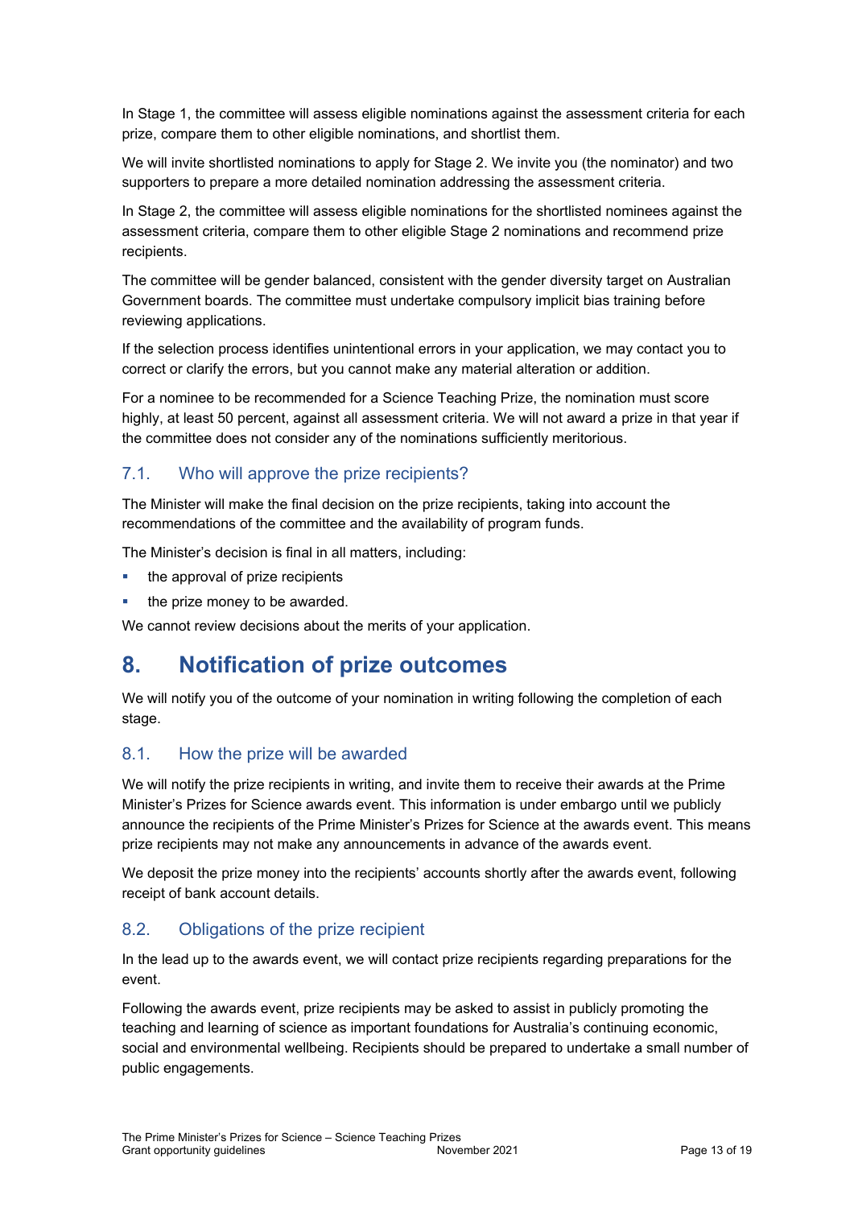In Stage 1, the committee will assess eligible nominations against the assessment criteria for each prize, compare them to other eligible nominations, and shortlist them.

We will invite shortlisted nominations to apply for Stage 2. We invite you (the nominator) and two supporters to prepare a more detailed nomination addressing the assessment criteria.

In Stage 2, the committee will assess eligible nominations for the shortlisted nominees against the assessment criteria, compare them to other eligible Stage 2 nominations and recommend prize recipients.

The committee will be gender balanced, consistent with the gender diversity target on Australian Government boards. The committee must undertake compulsory implicit bias training before reviewing applications.

If the selection process identifies unintentional errors in your application, we may contact you to correct or clarify the errors, but you cannot make any material alteration or addition.

For a nominee to be recommended for a Science Teaching Prize, the nomination must score highly, at least 50 percent, against all assessment criteria. We will not award a prize in that year if the committee does not consider any of the nominations sufficiently meritorious.

### 7.1. Who will approve the prize recipients?

The Minister will make the final decision on the prize recipients, taking into account the recommendations of the committee and the availability of program funds.

The Minister's decision is final in all matters, including:

- the approval of prize recipients
- the prize money to be awarded.

We cannot review decisions about the merits of your application.

## 8. Notification of prize outcomes

We will notify you of the outcome of your nomination in writing following the completion of each stage.

### 8.1. How the prize will be awarded

We will notify the prize recipients in writing, and invite them to receive their awards at the Prime Minister's Prizes for Science awards event. This information is under embargo until we publicly announce the recipients of the Prime Minister's Prizes for Science at the awards event. This means prize recipients may not make any announcements in advance of the awards event.

We deposit the prize money into the recipients' accounts shortly after the awards event, following receipt of bank account details.

### 8.2. Obligations of the prize recipient

In the lead up to the awards event, we will contact prize recipients regarding preparations for the event.

Following the awards event, prize recipients may be asked to assist in publicly promoting the teaching and learning of science as important foundations for Australia's continuing economic, social and environmental wellbeing. Recipients should be prepared to undertake a small number of public engagements.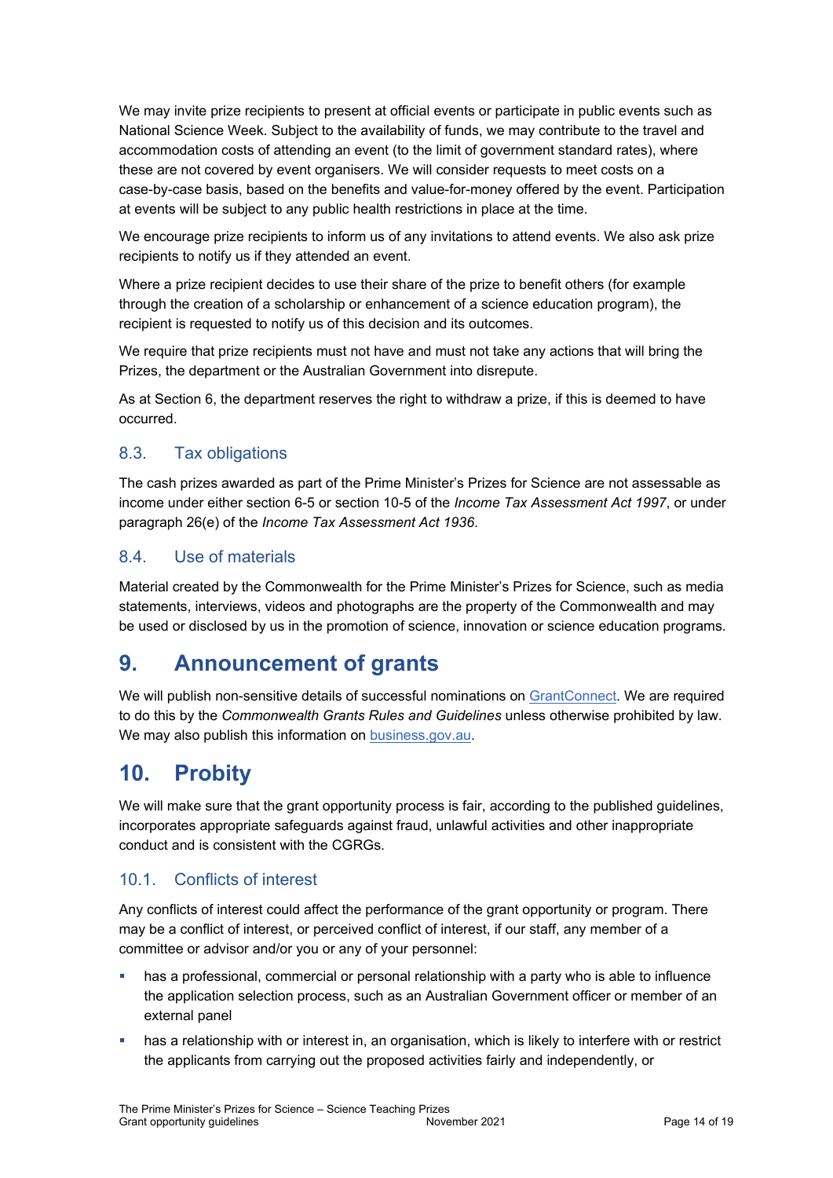We may invite prize recipients to present at official events or participate in public events such as National Science Week. Subject to the availability of funds, we may contribute to the travel and accommodation costs of attending an event (to the limit of government standard rates), where these are not covered by event organisers. We will consider requests to meet costs on a case-by-case basis, based on the benefits and value-for-money offered by the event. Participation at events will be subject to any public health restrictions in place at the time.

We encourage prize recipients to inform us of any invitations to attend events. We also ask prize recipients to notify us if they attended an event.

Where a prize recipient decides to use their share of the prize to benefit others (for example through the creation of a scholarship or enhancement of a science education program), the recipient is requested to notify us of this decision and its outcomes.

We require that prize recipients must not have and must not take any actions that will bring the Prizes, the department or the Australian Government into disrepute.

As at Section 6, the department reserves the right to withdraw a prize, if this is deemed to have occurred.

### 8.3. Tax obligations

The cash prizes awarded as part of the Prime Minister's Prizes for Science are not assessable as income under either section 6-5 or section 10-5 of the *Income Tax Assessment Act 1997*, or under paragraph 26(e) of the *Income Tax Assessment Act 1936*.

### 8.4. Use of materials

Material created by the Commonwealth for the Prime Minister's Prizes for Science, such as media statements, interviews, videos and photographs are the property of the Commonwealth and may be used or disclosed by us in the promotion of science, innovation or science education programs.

## 9. Announcement of grants

We will publish non-sensitive details of successful nominations on [GrantConnect](). We are required to do this by the *Commonwealth Grants Rules and Guidelines* unless otherwise prohibited by law. We may also publish this information on [business.gov.au]().

## 10. Probity

We will make sure that the grant opportunity process is fair, according to the published guidelines, incorporates appropriate safeguards against fraud, unlawful activities and other inappropriate conduct and is consistent with the CGRGs.

### 10.1. Conflicts of interest

Any conflicts of interest could affect the performance of the grant opportunity or program. There may be a conflict of interest, or perceived conflict of interest, if our staff, any member of a committee or advisor and/or you or any of your personnel:

- has a professional, commercial or personal relationship with a party who is able to influence the application selection process, such as an Australian Government officer or member of an external panel
- has a relationship with or interest in, an organisation, which is likely to interfere with or restrict the applicants from carrying out the proposed activities fairly and independently, or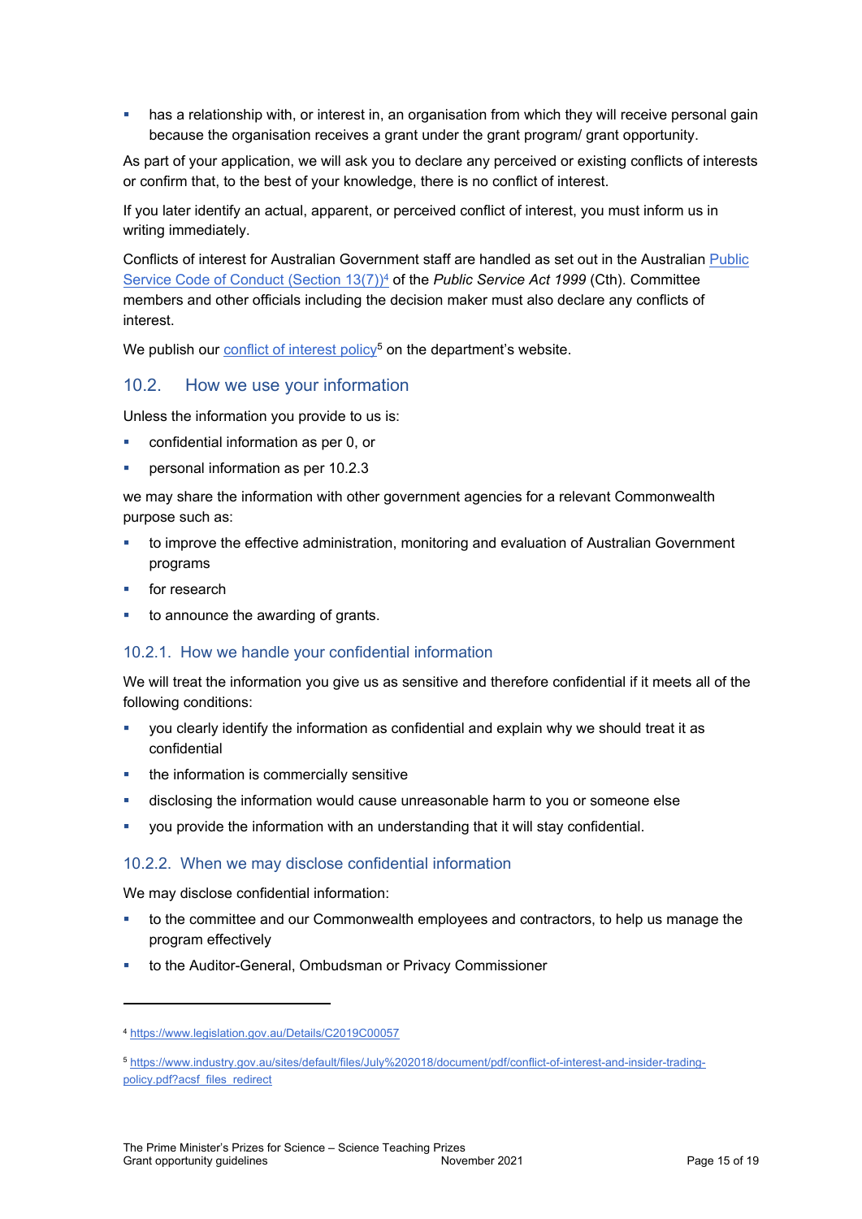- has a relationship with, or interest in, an organisation from which they will receive personal gain because the organisation receives a grant under the grant program/ grant opportunity.

As part of your application, we will ask you to declare any perceived or existing conflicts of interests or confirm that, to the best of your knowledge, there is no conflict of interest.

If you later identify an actual, apparent, or perceived conflict of interest, you must inform us in writing immediately.

Conflicts of interest for Australian Government staff are handled as set out in the Australian [Public Service Code of Conduct (Section 13(7))](https://www.legislation.gov.au/Details/C2019C00057)[4] of the *Public Service Act 1999* (Cth). Committee members and other officials including the decision maker must also declare any conflicts of interest.

We publish our [conflict of interest policy](https://www.industry.gov.au/sites/default/files/July%202018/document/pdf/conflict-of-interest-and-insider-trading-policy.pdf?acsf_files_redirect)[5] on the department's website.

## 10.2. How we use your information

Unless the information you provide to us is:

- confidential information as per 0, or
- personal information as per 10.2.3

we may share the information with other government agencies for a relevant Commonwealth purpose such as:

- to improve the effective administration, monitoring and evaluation of Australian Government programs
- for research
- to announce the awarding of grants.

### 10.2.1. How we handle your confidential information

We will treat the information you give us as sensitive and therefore confidential if it meets all of the following conditions:

- you clearly identify the information as confidential and explain why we should treat it as confidential
- the information is commercially sensitive
- disclosing the information would cause unreasonable harm to you or someone else
- you provide the information with an understanding that it will stay confidential.

### 10.2.2. When we may disclose confidential information

We may disclose confidential information:

- to the committee and our Commonwealth employees and contractors, to help us manage the program effectively
- to the Auditor-General, Ombudsman or Privacy Commissioner

---

[4] https://www.legislation.gov.au/Details/C2019C00057

[5] https://www.industry.gov.au/sites/default/files/July%202018/document/pdf/conflict-of-interest-and-insider-trading-policy.pdf?acsf_files_redirect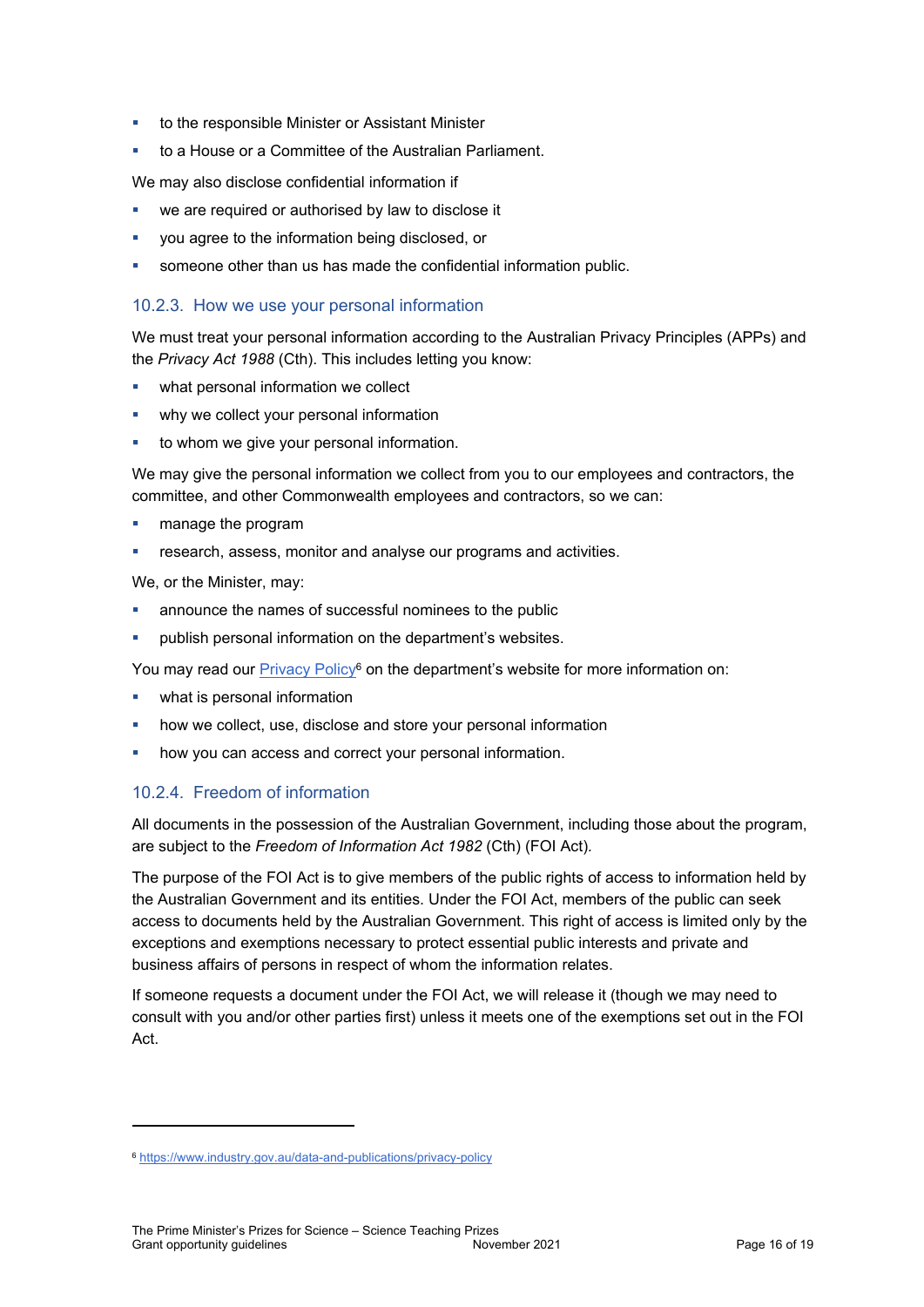- to the responsible Minister or Assistant Minister
- to a House or a Committee of the Australian Parliament.

We may also disclose confidential information if

- we are required or authorised by law to disclose it
- you agree to the information being disclosed, or
- someone other than us has made the confidential information public.

### 10.2.3. How we use your personal information

We must treat your personal information according to the Australian Privacy Principles (APPs) and the *Privacy Act 1988* (Cth). This includes letting you know:

- what personal information we collect
- why we collect your personal information
- to whom we give your personal information.

We may give the personal information we collect from you to our employees and contractors, the committee, and other Commonwealth employees and contractors, so we can:

- manage the program
- research, assess, monitor and analyse our programs and activities.

We, or the Minister, may:

- announce the names of successful nominees to the public
- publish personal information on the department's websites.

You may read our Privacy Policy[6] on the department's website for more information on:

- what is personal information
- how we collect, use, disclose and store your personal information
- how you can access and correct your personal information.

### 10.2.4. Freedom of information

All documents in the possession of the Australian Government, including those about the program, are subject to the *Freedom of Information Act 1982* (Cth) (FOI Act).

The purpose of the FOI Act is to give members of the public rights of access to information held by the Australian Government and its entities. Under the FOI Act, members of the public can seek access to documents held by the Australian Government. This right of access is limited only by the exceptions and exemptions necessary to protect essential public interests and private and business affairs of persons in respect of whom the information relates.

If someone requests a document under the FOI Act, we will release it (though we may need to consult with you and/or other parties first) unless it meets one of the exemptions set out in the FOI Act.

---

[6] https://www.industry.gov.au/data-and-publications/privacy-policy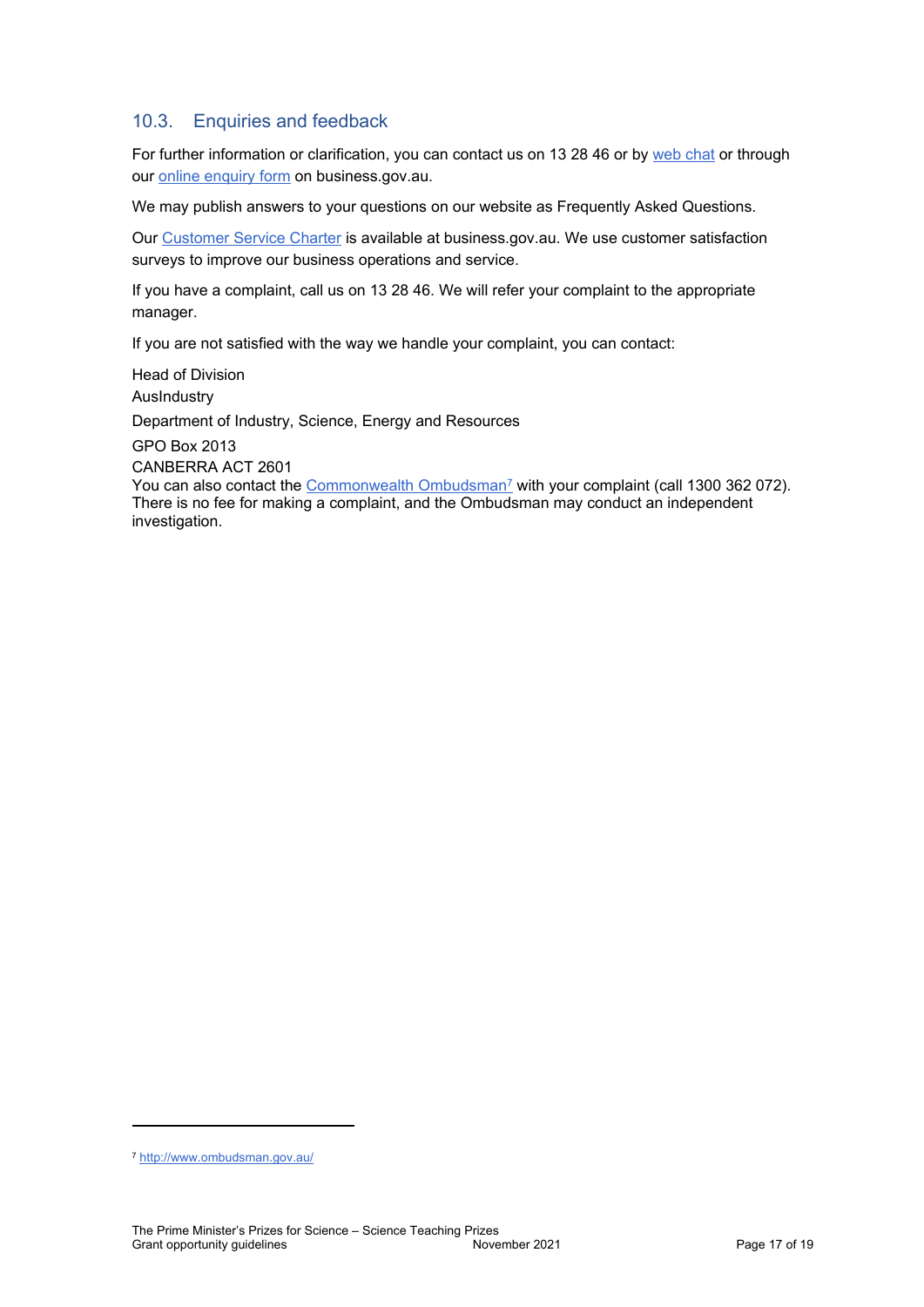### 10.3. Enquiries and feedback

For further information or clarification, you can contact us on 13 28 46 or by web chat or through our online enquiry form on business.gov.au.

We may publish answers to your questions on our website as Frequently Asked Questions.

Our Customer Service Charter is available at business.gov.au. We use customer satisfaction surveys to improve our business operations and service.

If you have a complaint, call us on 13 28 46. We will refer your complaint to the appropriate manager.

If you are not satisfied with the way we handle your complaint, you can contact:

Head of Division
AusIndustry
Department of Industry, Science, Energy and Resources
GPO Box 2013
CANBERRA ACT 2601

You can also contact the Commonwealth Ombudsman[7] with your complaint (call 1300 362 072). There is no fee for making a complaint, and the Ombudsman may conduct an independent investigation.

---

[7] http://www.ombudsman.gov.au/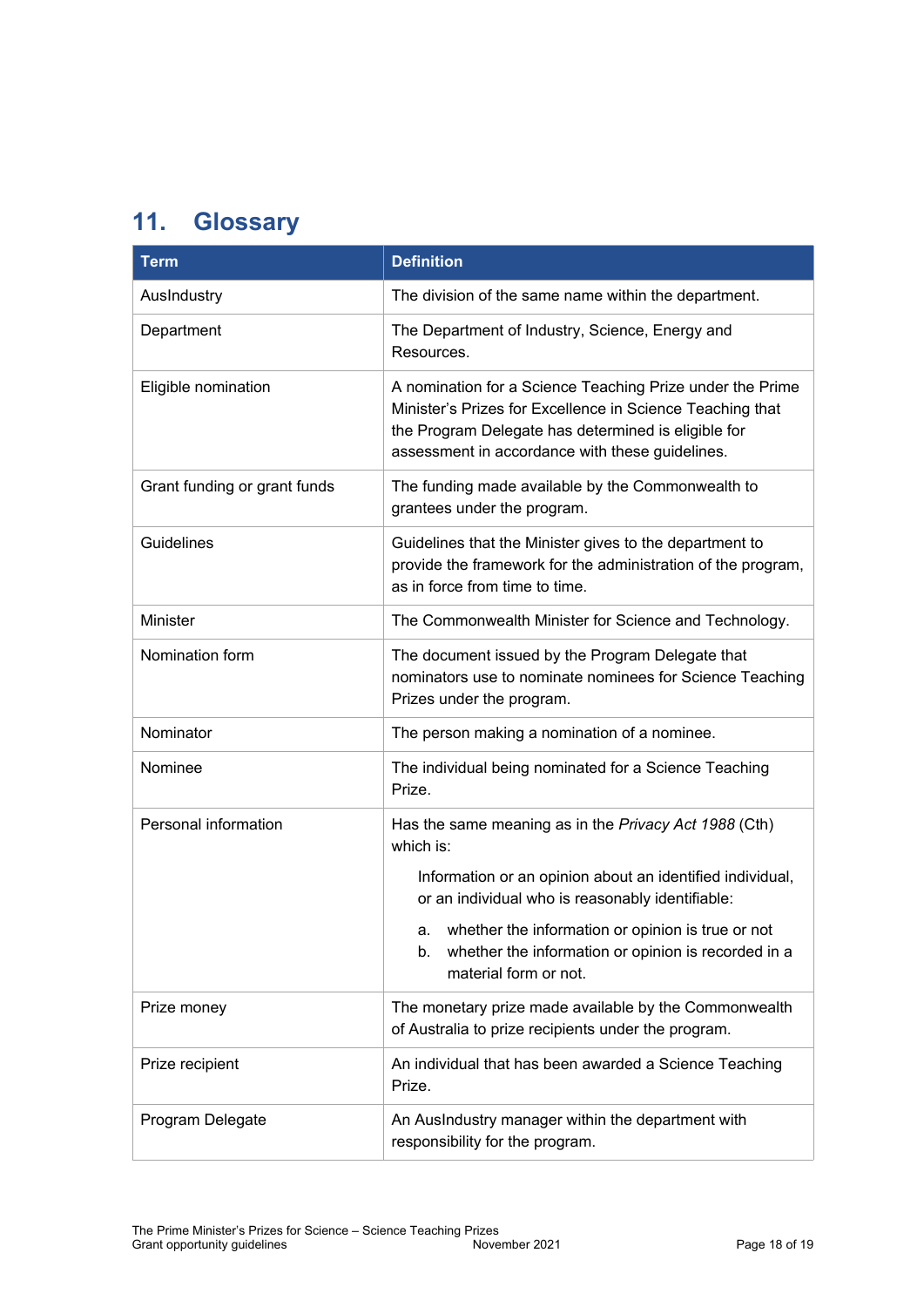## 11. Glossary

| Term | Definition |
| --- | --- |
| AusIndustry | The division of the same name within the department. |
| Department | The Department of Industry, Science, Energy and Resources. |
| Eligible nomination | A nomination for a Science Teaching Prize under the Prime Minister's Prizes for Excellence in Science Teaching that the Program Delegate has determined is eligible for assessment in accordance with these guidelines. |
| Grant funding or grant funds | The funding made available by the Commonwealth to grantees under the program. |
| Guidelines | Guidelines that the Minister gives to the department to provide the framework for the administration of the program, as in force from time to time. |
| Minister | The Commonwealth Minister for Science and Technology. |
| Nomination form | The document issued by the Program Delegate that nominators use to nominate nominees for Science Teaching Prizes under the program. |
| Nominator | The person making a nomination of a nominee. |
| Nominee | The individual being nominated for a Science Teaching Prize. |
| Personal information | Has the same meaning as in the *Privacy Act 1988* (Cth) which is: Information or an opinion about an identified individual, or an individual who is reasonably identifiable: a. whether the information or opinion is true or not b. whether the information or opinion is recorded in a material form or not. |
| Prize money | The monetary prize made available by the Commonwealth of Australia to prize recipients under the program. |
| Prize recipient | An individual that has been awarded a Science Teaching Prize. |
| Program Delegate | An AusIndustry manager within the department with responsibility for the program. |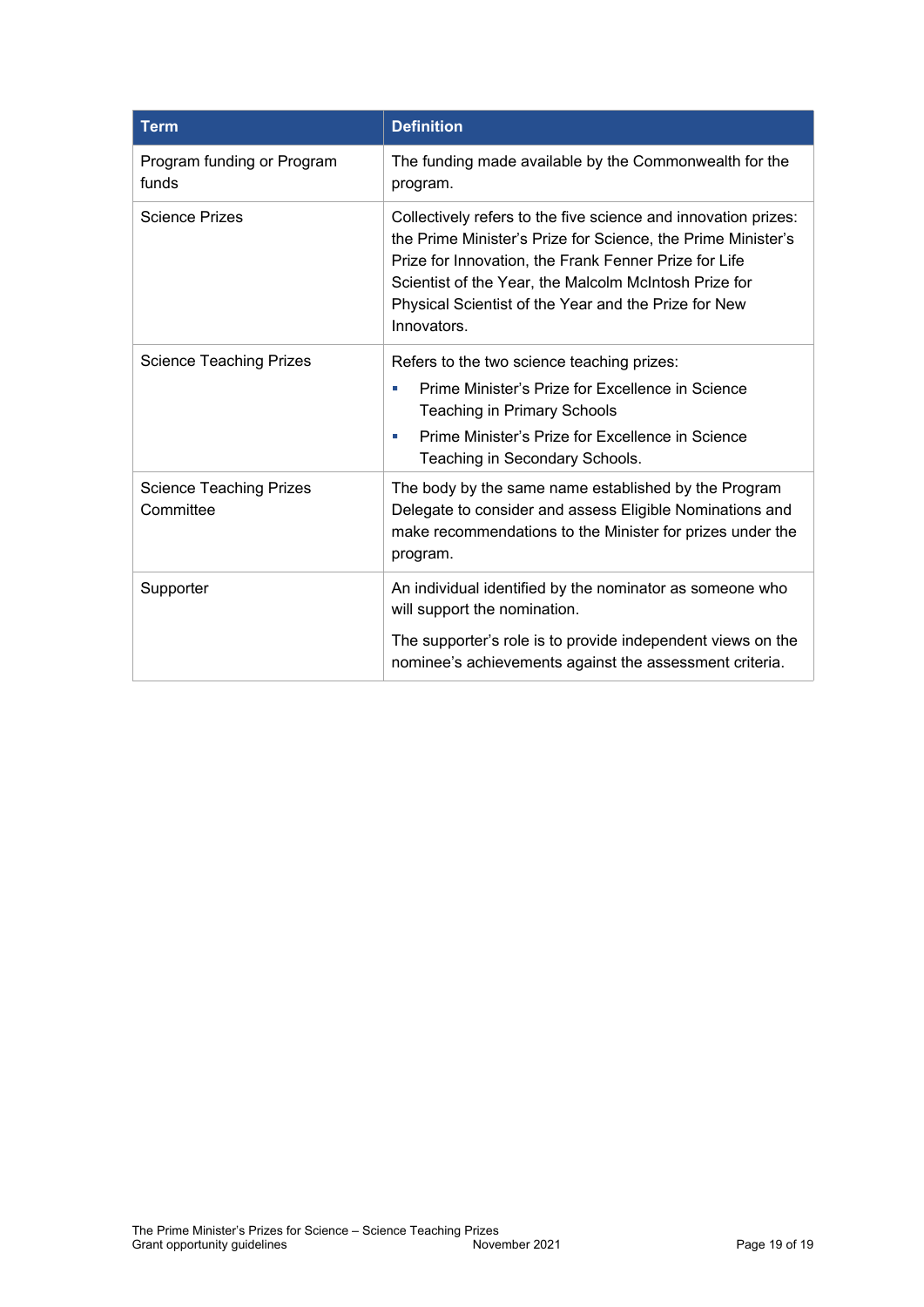| Term | Definition |
|---|---|
| Program funding or Program funds | The funding made available by the Commonwealth for the program. |
| Science Prizes | Collectively refers to the five science and innovation prizes: the Prime Minister's Prize for Science, the Prime Minister's Prize for Innovation, the Frank Fenner Prize for Life Scientist of the Year, the Malcolm McIntosh Prize for Physical Scientist of the Year and the Prize for New Innovators. |
| Science Teaching Prizes | Refers to the two science teaching prizes:<br>- Prime Minister's Prize for Excellence in Science Teaching in Primary Schools<br>- Prime Minister's Prize for Excellence in Science Teaching in Secondary Schools. |
| Science Teaching Prizes Committee | The body by the same name established by the Program Delegate to consider and assess Eligible Nominations and make recommendations to the Minister for prizes under the program. |
| Supporter | An individual identified by the nominator as someone who will support the nomination.<br>The supporter's role is to provide independent views on the nominee's achievements against the assessment criteria. |